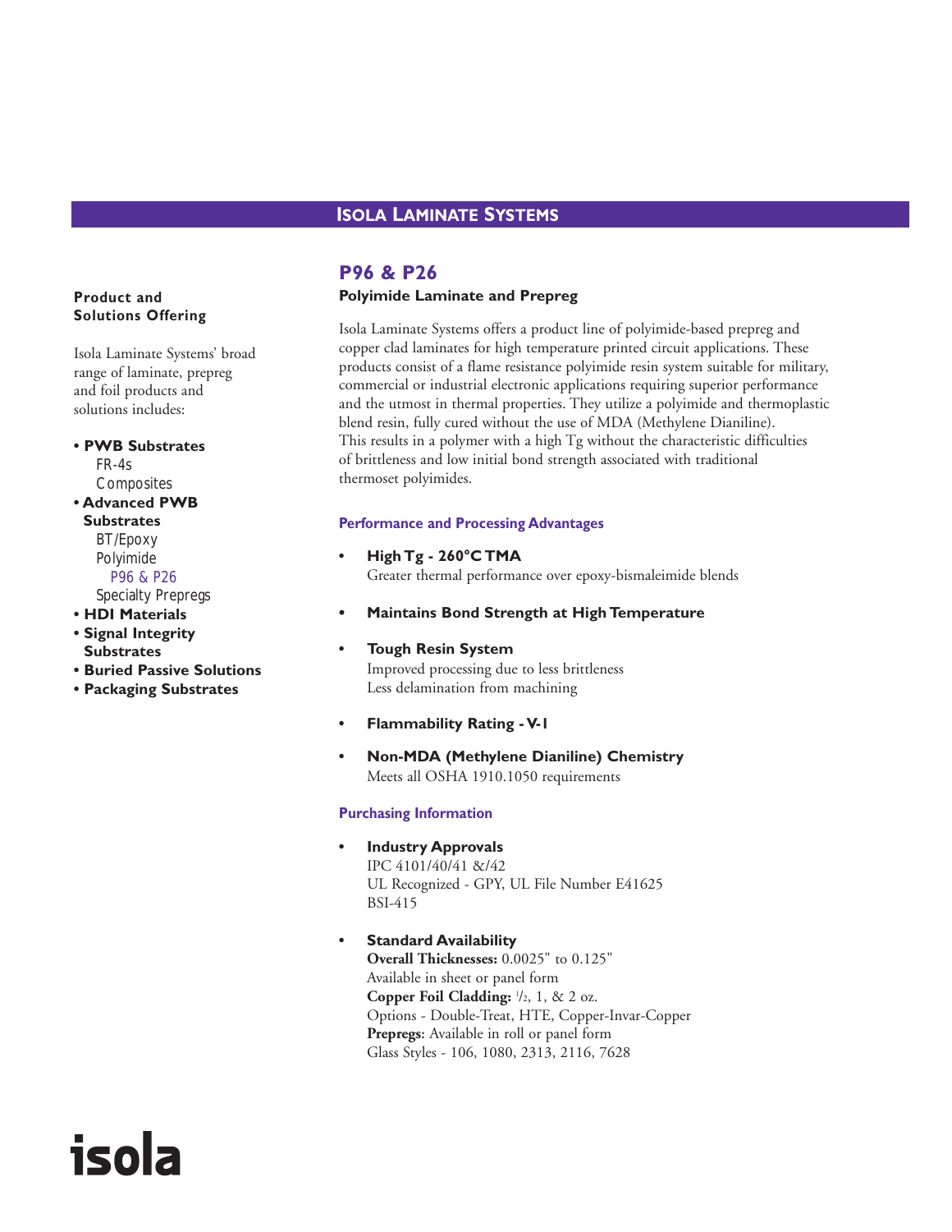# Isola Laminate Systems

**Product and Solutions Offering**

Isola Laminate Systems' broad range of laminate, prepreg and foil products and solutions includes:

- **PWB Substrates**
  - FR-4s
  - Composites
- **Advanced PWB Substrates**
  - BT/Epoxy
  - Polyimide
    - P96 & P26
  - Specialty Prepregs
- **HDI Materials**
- **Signal Integrity Substrates**
- **Buried Passive Solutions**
- **Packaging Substrates**

## P96 & P26

### Polyimide Laminate and Prepreg

Isola Laminate Systems offers a product line of polyimide-based prepreg and copper clad laminates for high temperature printed circuit applications. These products consist of a flame resistance polyimide resin system suitable for military, commercial or industrial electronic applications requiring superior performance and the utmost in thermal properties. They utilize a polyimide and thermoplastic blend resin, fully cured without the use of MDA (Methylene Dianiline). This results in a polymer with a high Tg without the characteristic difficulties of brittleness and low initial bond strength associated with traditional thermoset polyimides.

### Performance and Processing Advantages

- **High Tg - 260°C TMA**
  Greater thermal performance over epoxy-bismaleimide blends
- **Maintains Bond Strength at High Temperature**
- **Tough Resin System**
  Improved processing due to less brittleness
  Less delamination from machining
- **Flammability Rating - V-1**
- **Non-MDA (Methylene Dianiline) Chemistry**
  Meets all OSHA 1910.1050 requirements

### Purchasing Information

- **Industry Approvals**
  IPC 4101/40/41 &/42
  UL Recognized - GPY, UL File Number E41625
  BSI-415
- **Standard Availability**
  **Overall Thicknesses:** 0.0025" to 0.125"
  Available in sheet or panel form
  **Copper Foil Cladding:** 1/2, 1, & 2 oz.
  Options - Double-Treat, HTE, Copper-Invar-Copper
  **Prepregs:** Available in roll or panel form
  Glass Styles - 106, 1080, 2313, 2116, 7628

isola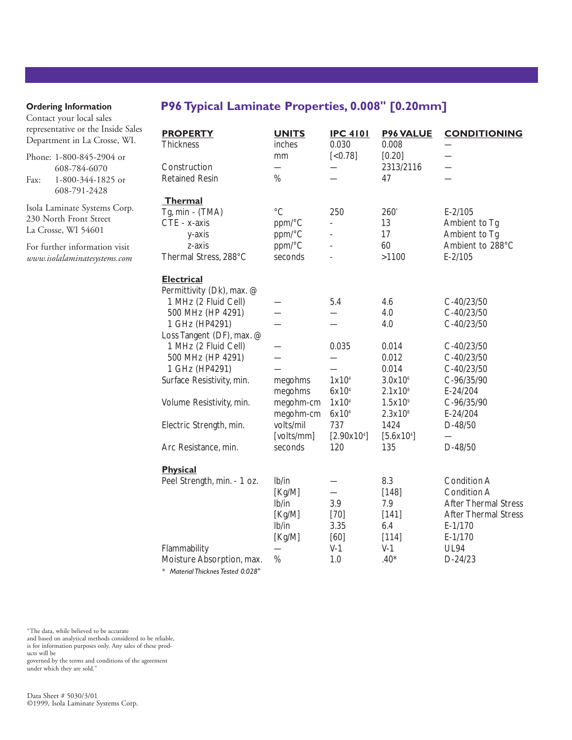**Ordering Information**

Contact your local sales representative or the Inside Sales Department in La Crosse, WI.

Phone: 1-800-845-2904 or 608-784-6070
Fax: 1-800-344-1825 or 608-791-2428

Isola Laminate Systems Corp.
230 North Front Street
La Crosse, WI 54601

For further information visit *www.isolalaminatesystems.com*

## P96 Typical Laminate Properties, 0.008" [0.20mm]

| PROPERTY | UNITS | IPC 4101 | P96 VALUE | CONDITIONING |
|---|---|---|---|---|
| Thickness | inches | 0.030 | 0.008 | — |
| | mm | [<0.78] | [0.20] | — |
| Construction | — | — | 2313/2116 | — |
| Retained Resin | % | — | 47 | — |
| **Thermal** | | | | |
| Tg, min - (TMA) | °C | 250 | 260* | E-2/105 |
| CTE - x-axis | ppm/°C | - | 13 | Ambient to Tg |
| y-axis | ppm/°C | - | 17 | Ambient to Tg |
| z-axis | ppm/°C | - | 60 | Ambient to 288°C |
| Thermal Stress, 288°C | seconds | - | >1100 | E-2/105 |
| **Electrical** | | | | |
| Permittivity (Dk), max. @ | | | | |
| 1 MHz (2 Fluid Cell) | — | 5.4 | 4.6 | C-40/23/50 |
| 500 MHz (HP 4291) | — | — | 4.0 | C-40/23/50 |
| 1 GHz (HP4291) | — | — | 4.0 | C-40/23/50 |
| Loss Tangent (DF), max. @ | | | | |
| 1 MHz (2 Fluid Cell) | — | 0.035 | 0.014 | C-40/23/50 |
| 500 MHz (HP 4291) | — | — | 0.012 | C-40/23/50 |
| 1 GHz (HP4291) | — | — | 0.014 | C-40/23/50 |
| Surface Resistivity, min. | megohms | $1x10^4$ | $3.0x10^6$ | C-96/35/90 |
| | megohms | $6x10^4$ | $2.1x10^8$ | E-24/204 |
| Volume Resistivity, min. | megohm-cm | $1x10^4$ | $1.5x10^9$ | C-96/35/90 |
| | megohm-cm | $6x10^4$ | $2.3x10^8$ | E-24/204 |
| Electric Strength, min. | volts/mil | 737 | 1424 | D-48/50 |
| | [volts/mm] | [$2.90x10^4$] | [$5.6x10^4$] | — |
| Arc Resistance, min. | seconds | 120 | 135 | D-48/50 |
| **Physical** | | | | |
| Peel Strength, min. - 1 oz. | lb/in | — | 8.3 | Condition A |
| | [Kg/M] | — | [148] | Condition A |
| | lb/in | 3.9 | 7.9 | After Thermal Stress |
| | [Kg/M] | [70] | [141] | After Thermal Stress |
| | lb/in | 3.35 | 6.4 | E-1/170 |
| | [Kg/M] | [60] | [114] | E-1/170 |
| Flammability | — | V-1 | V-1 | UL94 |
| Moisture Absorption, max. | % | 1.0 | .40* | D-24/23 |

\* *Material Thicknes Tested 0.028"*

"The data, while believed to be accurate and based on analytical methods considered to be reliable, is for information purposes only. Any sales of these products will be governed by the terms and conditions of the agreement under which they are sold."

Data Sheet # 5030/3/01
©1999, Isola Laminate Systems Corp.